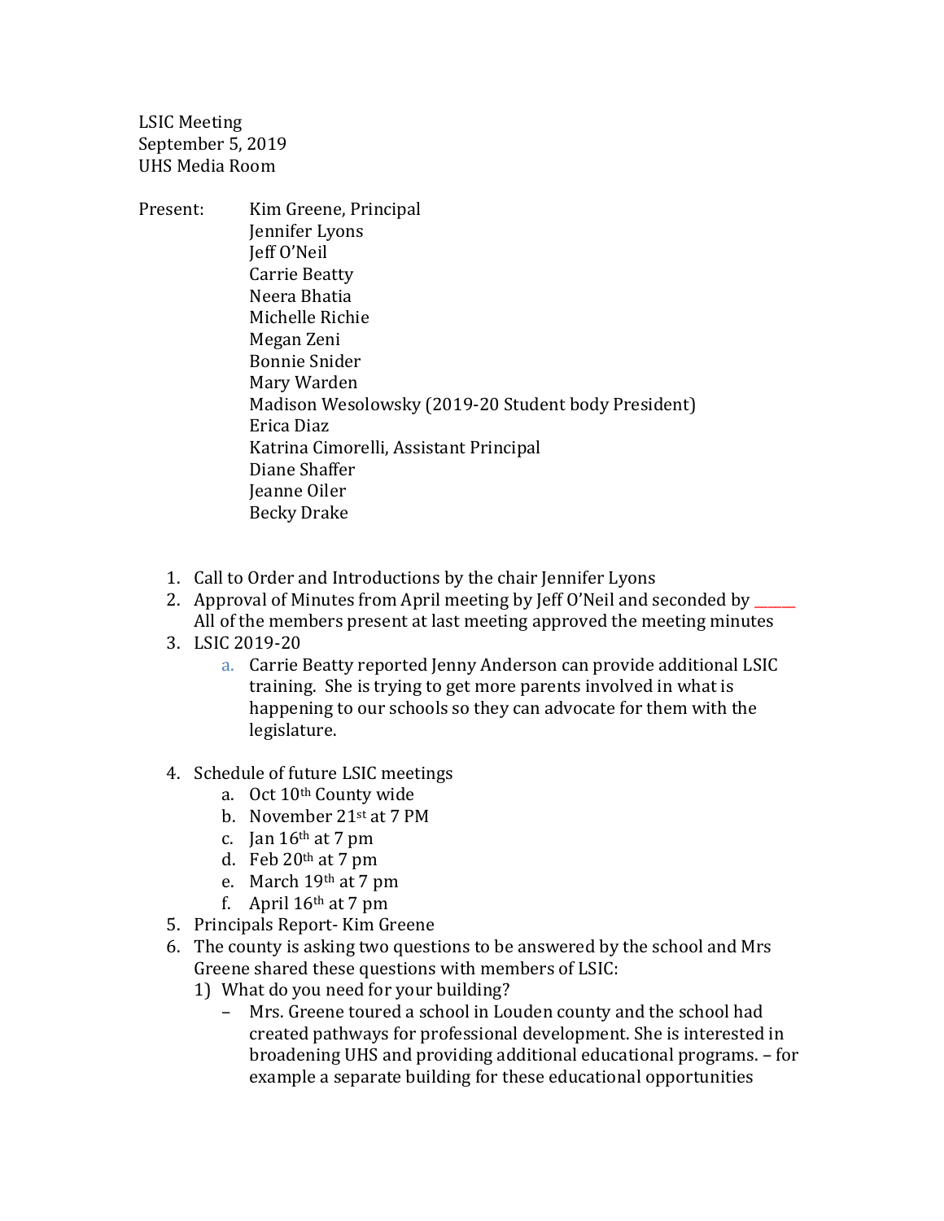LSIC Meeting
September 5, 2019
UHS Media Room

Present:
- Kim Greene, Principal
- Jennifer Lyons
- Jeff O'Neil
- Carrie Beatty
- Neera Bhatia
- Michelle Richie
- Megan Zeni
- Bonnie Snider
- Mary Warden
- Madison Wesolowsky (2019-20 Student body President)
- Erica Diaz
- Katrina Cimorelli, Assistant Principal
- Diane Shaffer
- Jeanne Oiler
- Becky Drake

1. Call to Order and Introductions by the chair Jennifer Lyons
2. Approval of Minutes from April meeting by Jeff O'Neil and seconded by _____
   All of the members present at last meeting approved the meeting minutes
3. LSIC 2019-20
   a. Carrie Beatty reported Jenny Anderson can provide additional LSIC training. She is trying to get more parents involved in what is happening to our schools so they can advocate for them with the legislature.

4. Schedule of future LSIC meetings
   a. Oct 10th County wide
   b. November 21st at 7 PM
   c. Jan 16th at 7 pm
   d. Feb 20th at 7 pm
   e. March 19th at 7 pm
   f. April 16th at 7 pm
5. Principals Report- Kim Greene
6. The county is asking two questions to be answered by the school and Mrs Greene shared these questions with members of LSIC:
   1) What do you need for your building?
      – Mrs. Greene toured a school in Louden county and the school had created pathways for professional development. She is interested in broadening UHS and providing additional educational programs. – for example a separate building for these educational opportunities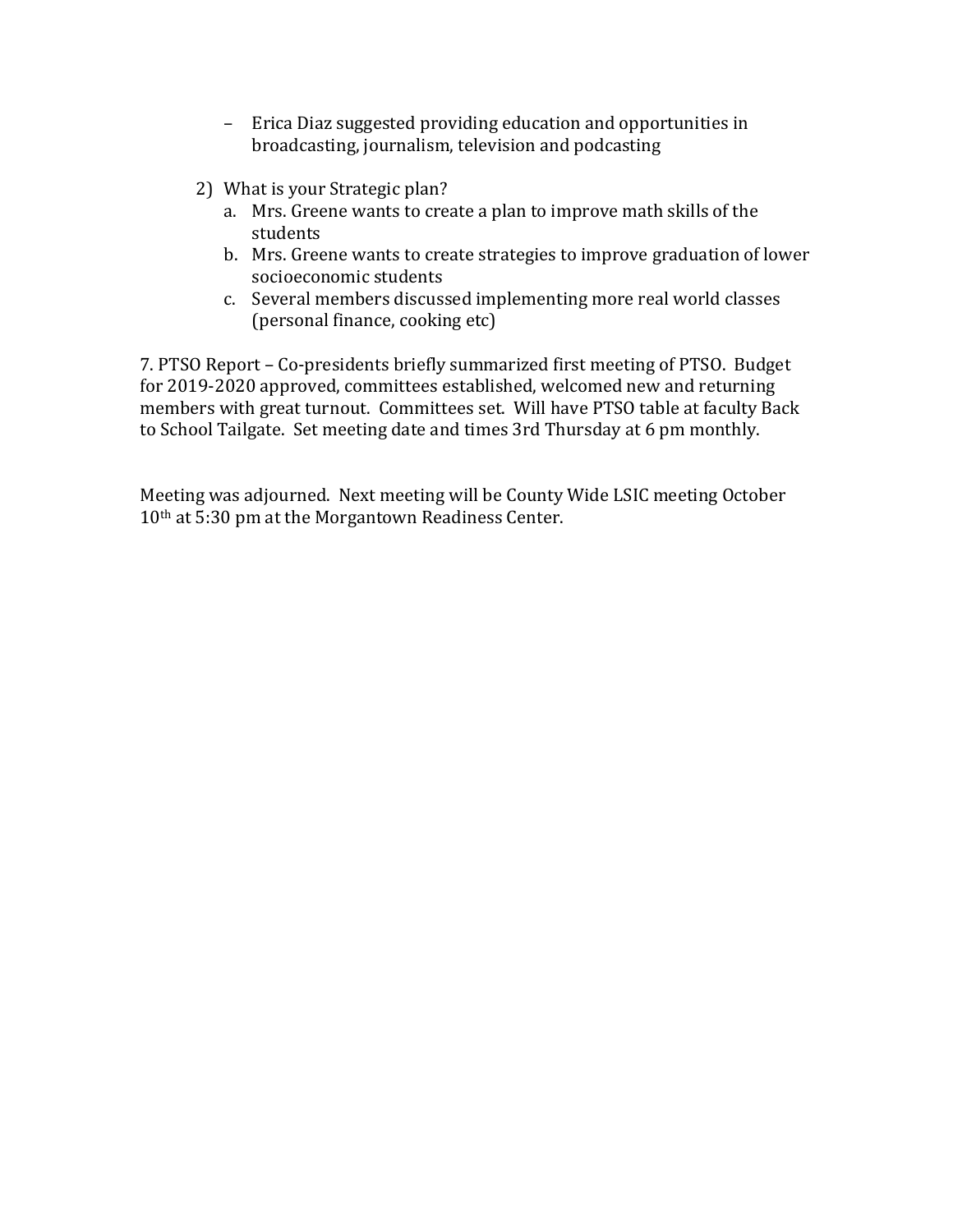- Erica Diaz suggested providing education and opportunities in broadcasting, journalism, television and podcasting

2) What is your Strategic plan?
   a. Mrs. Greene wants to create a plan to improve math skills of the students
   b. Mrs. Greene wants to create strategies to improve graduation of lower socioeconomic students
   c. Several members discussed implementing more real world classes (personal finance, cooking etc)

7. PTSO Report – Co-presidents briefly summarized first meeting of PTSO. Budget for 2019-2020 approved, committees established, welcomed new and returning members with great turnout. Committees set. Will have PTSO table at faculty Back to School Tailgate. Set meeting date and times 3rd Thursday at 6 pm monthly.

Meeting was adjourned. Next meeting will be County Wide LSIC meeting October 10th at 5:30 pm at the Morgantown Readiness Center.